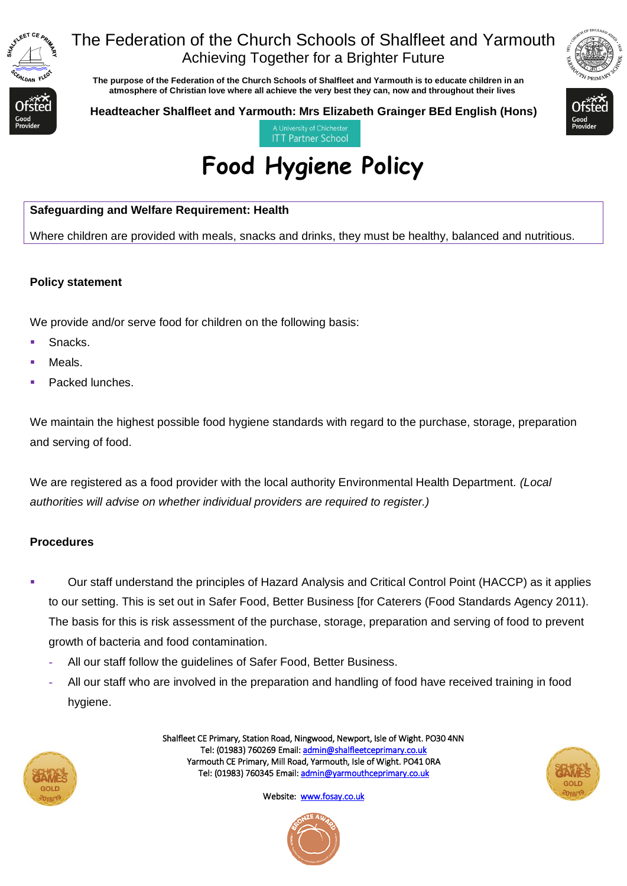The Federation of the Church Schools of Shalfleet and Yarmouth

Achieving Together for a Brighter Future

**The purpose of the Federation of the Church Schools of Shalfleet and Yarmouth is to educate children in an atmosphere of Christian love where all achieve the very best they can, now and throughout their lives**

**Headteacher Shalfleet and Yarmouth: Mrs Elizabeth Grainger BEd English (Hons)**

A University of Chichester ITT Partner School

# Food Hygiene Policy

**Safeguarding and Welfare Requirement: Health**

Where children are provided with meals, snacks and drinks, they must be healthy, balanced and nutritious.

**Policy statement**

We provide and/or serve food for children on the following basis:

- Snacks.
- Meals.
- Packed lunches.

We maintain the highest possible food hygiene standards with regard to the purchase, storage, preparation and serving of food.

We are registered as a food provider with the local authority Environmental Health Department. *(Local authorities will advise on whether individual providers are required to register.)*

**Procedures**

- Our staff understand the principles of Hazard Analysis and Critical Control Point (HACCP) as it applies to our setting. This is set out in Safer Food, Better Business [for Caterers (Food Standards Agency 2011). The basis for this is risk assessment of the purchase, storage, preparation and serving of food to prevent growth of bacteria and food contamination.
  - All our staff follow the guidelines of Safer Food, Better Business.
  - All our staff who are involved in the preparation and handling of food have received training in food hygiene.

Shalfleet CE Primary, Station Road, Ningwood, Newport, Isle of Wight. PO30 4NN
Tel: (01983) 760269 Email: admin@shalfleetceprimary.co.uk
Yarmouth CE Primary, Mill Road, Yarmouth, Isle of Wight. PO41 0RA
Tel: (01983) 760345 Email: admin@yarmouthceprimary.co.uk

Website: www.fosay.co.uk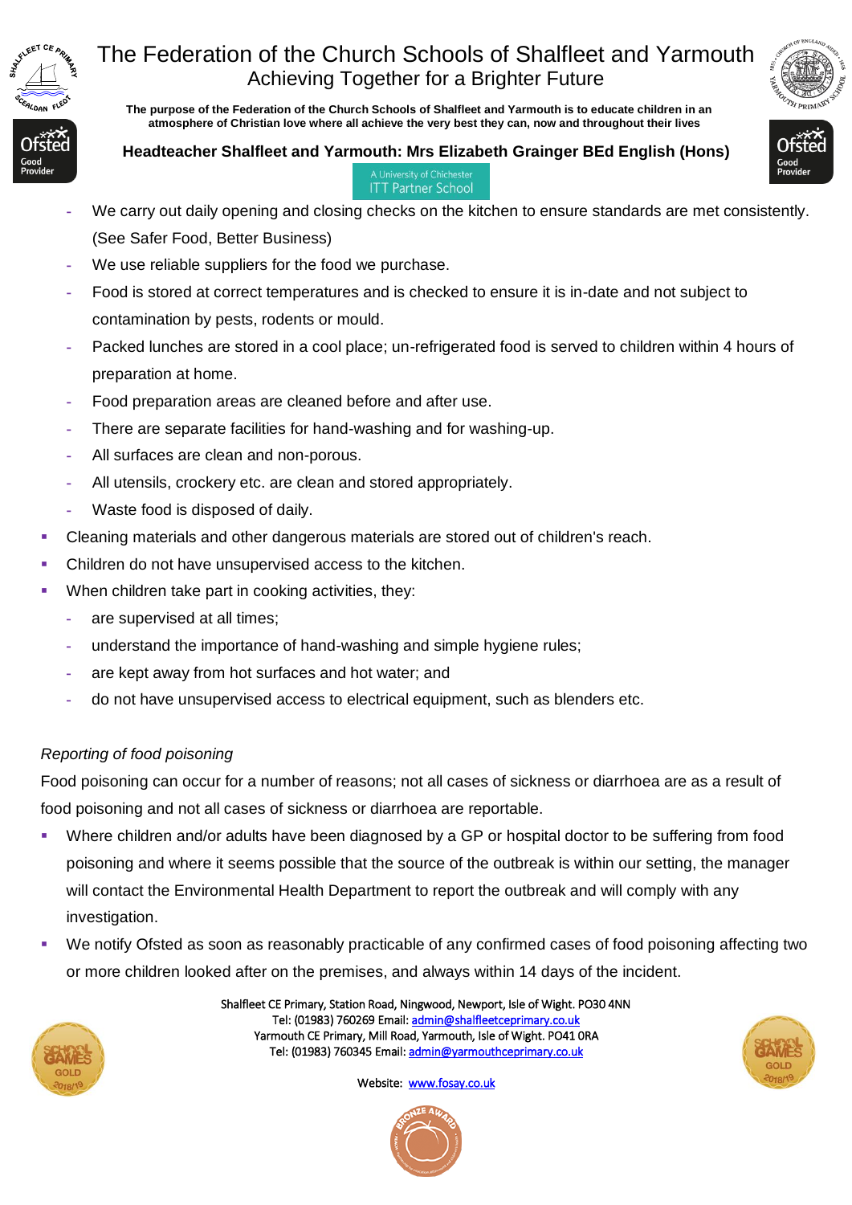- We carry out daily opening and closing checks on the kitchen to ensure standards are met consistently. (See Safer Food, Better Business)
  - We use reliable suppliers for the food we purchase.
  - Food is stored at correct temperatures and is checked to ensure it is in-date and not subject to contamination by pests, rodents or mould.
  - Packed lunches are stored in a cool place; un-refrigerated food is served to children within 4 hours of preparation at home.
  - Food preparation areas are cleaned before and after use.
  - There are separate facilities for hand-washing and for washing-up.
  - All surfaces are clean and non-porous.
  - All utensils, crockery etc. are clean and stored appropriately.
  - Waste food is disposed of daily.
- Cleaning materials and other dangerous materials are stored out of children's reach.
- Children do not have unsupervised access to the kitchen.
- When children take part in cooking activities, they:
  - are supervised at all times;
  - understand the importance of hand-washing and simple hygiene rules;
  - are kept away from hot surfaces and hot water; and
  - do not have unsupervised access to electrical equipment, such as blenders etc.

*Reporting of food poisoning*

Food poisoning can occur for a number of reasons; not all cases of sickness or diarrhoea are as a result of food poisoning and not all cases of sickness or diarrhoea are reportable.

- Where children and/or adults have been diagnosed by a GP or hospital doctor to be suffering from food poisoning and where it seems possible that the source of the outbreak is within our setting, the manager will contact the Environmental Health Department to report the outbreak and will comply with any investigation.
- We notify Ofsted as soon as reasonably practicable of any confirmed cases of food poisoning affecting two or more children looked after on the premises, and always within 14 days of the incident.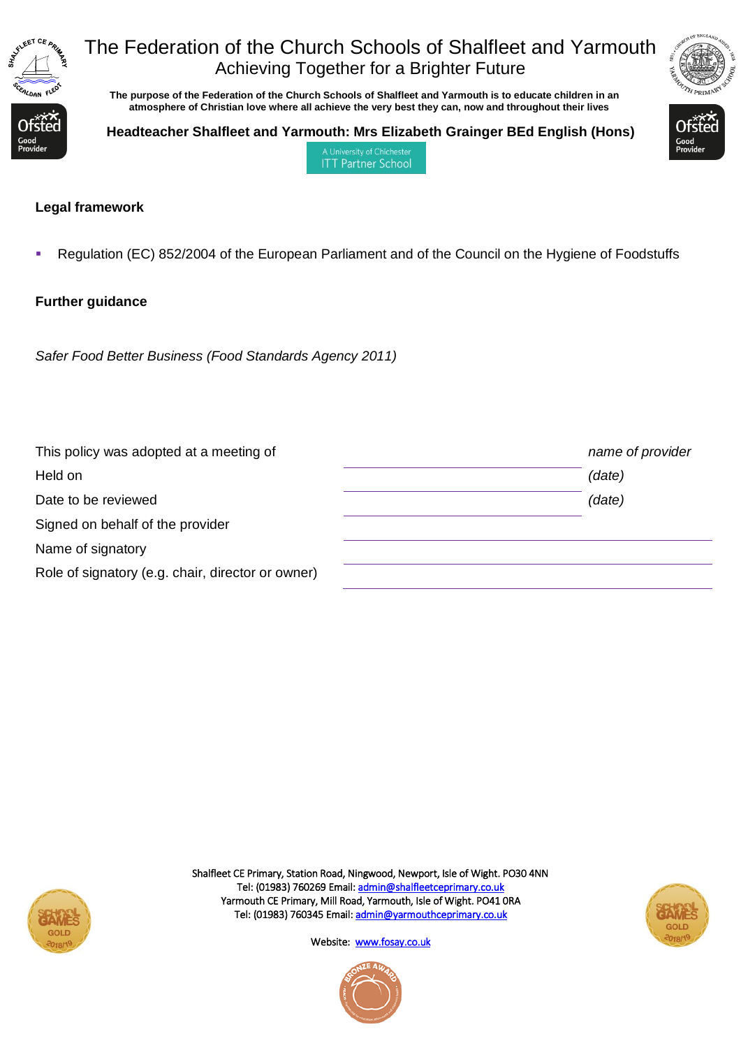**Legal framework**

- Regulation (EC) 852/2004 of the European Parliament and of the Council on the Hygiene of Foodstuffs

**Further guidance**

*Safer Food Better Business (Food Standards Agency 2011)*

| | | |
|---|---|---|
| This policy was adopted at a meeting of | | *name of provider* |
| Held on | | *(date)* |
| Date to be reviewed | | *(date)* |
| Signed on behalf of the provider | | |
| Name of signatory | | |
| Role of signatory (e.g. chair, director or owner) | | |